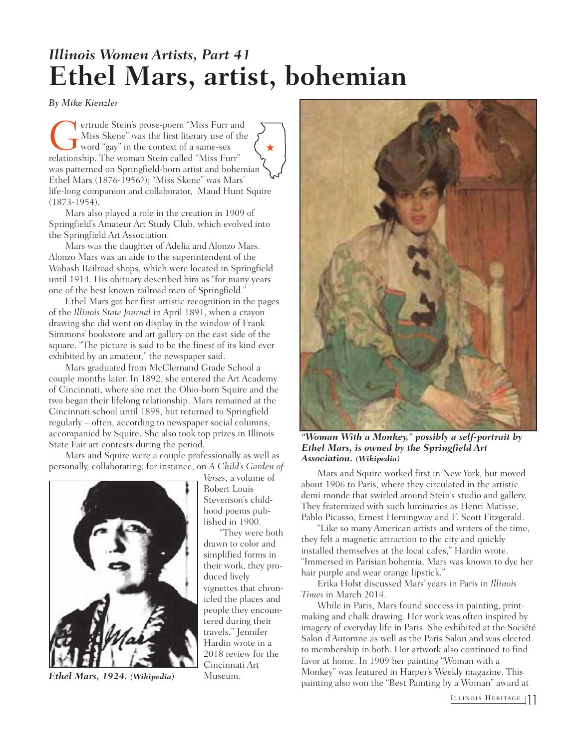## *Illinois Women Artists, Part 41*

# Ethel Mars, artist, bohemian

*By Mike Kienzler*

Gertrude Stein's prose-poem "Miss Furr and Miss Skene" was the first literary use of the word "gay" in the context of a same-sex relationship. The woman Stein called "Miss Furr" was patterned on Springfield-born artist and bohemian Ethel Mars (1876-1956?); "Miss Skene" was Mars' life-long companion and collaborator, Maud Hunt Squire (1873-1954).

Mars also played a role in the creation in 1909 of Springfield's Amateur Art Study Club, which evolved into the Springfield Art Association.

Mars was the daughter of Adelia and Alonzo Mars. Alonzo Mars was an aide to the superintendent of the Wabash Railroad shops, which were located in Springfield until 1914. His obituary described him as "for many years one of the best known railroad men of Springfield."

Ethel Mars got her first artistic recognition in the pages of the *Illinois State Journal* in April 1891, when a crayon drawing she did went on display in the window of Frank Simmons' bookstore and art gallery on the east side of the square. "The picture is said to be the finest of its kind ever exhibited by an amateur," the newspaper said.

Mars graduated from McClernand Grade School a couple months later. In 1892, she entered the Art Academy of Cincinnati, where she met the Ohio-born Squire and the two began their lifelong relationship. Mars remained at the Cincinnati school until 1898, but returned to Springfield regularly – often, according to newspaper social columns, accompanied by Squire. She also took top prizes in Illinois State Fair art contests during the period.

Mars and Squire were a couple professionally as well as personally, collaborating, for instance, on *A Child's Garden of Verses*, a volume of Robert Louis Stevenson's childhood poems published in 1900.

"They were both drawn to color and simplified forms in their work, they produced lively vignettes that chronicled the places and people they encountered during their travels," Jennifer Hardin wrote in a 2018 review for the Cincinnati Art Museum.

***Ethel Mars, 1924.*** ***(Wikipedia)***

***"Woman With a Monkey," possibly a self-portrait by Ethel Mars, is owned by the Springfield Art Association.*** ***(Wikipedia)***

Mars and Squire worked first in New York, but moved about 1906 to Paris, where they circulated in the artistic demi-monde that swirled around Stein's studio and gallery. They fraternized with such luminaries as Henri Matisse, Pablo Picasso, Ernest Hemingway and F. Scott Fitzgerald.

"Like so many American artists and writers of the time, they felt a magnetic attraction to the city and quickly installed themselves at the local cafes," Hardin wrote. "Immersed in Parisian bohemia, Mars was known to dye her hair purple and wear orange lipstick."

Erika Holst discussed Mars' years in Paris in *Illinois Times* in March 2014.

While in Paris, Mars found success in painting, printmaking and chalk drawing. Her work was often inspired by imagery of everyday life in Paris. She exhibited at the Société Salon d'Automne as well as the Paris Salon and was elected to membership in both. Her artwork also continued to find favor at home. In 1909 her painting "Woman with a Monkey" was featured in Harper's Weekly magazine. This painting also won the "Best Painting by a Woman" award at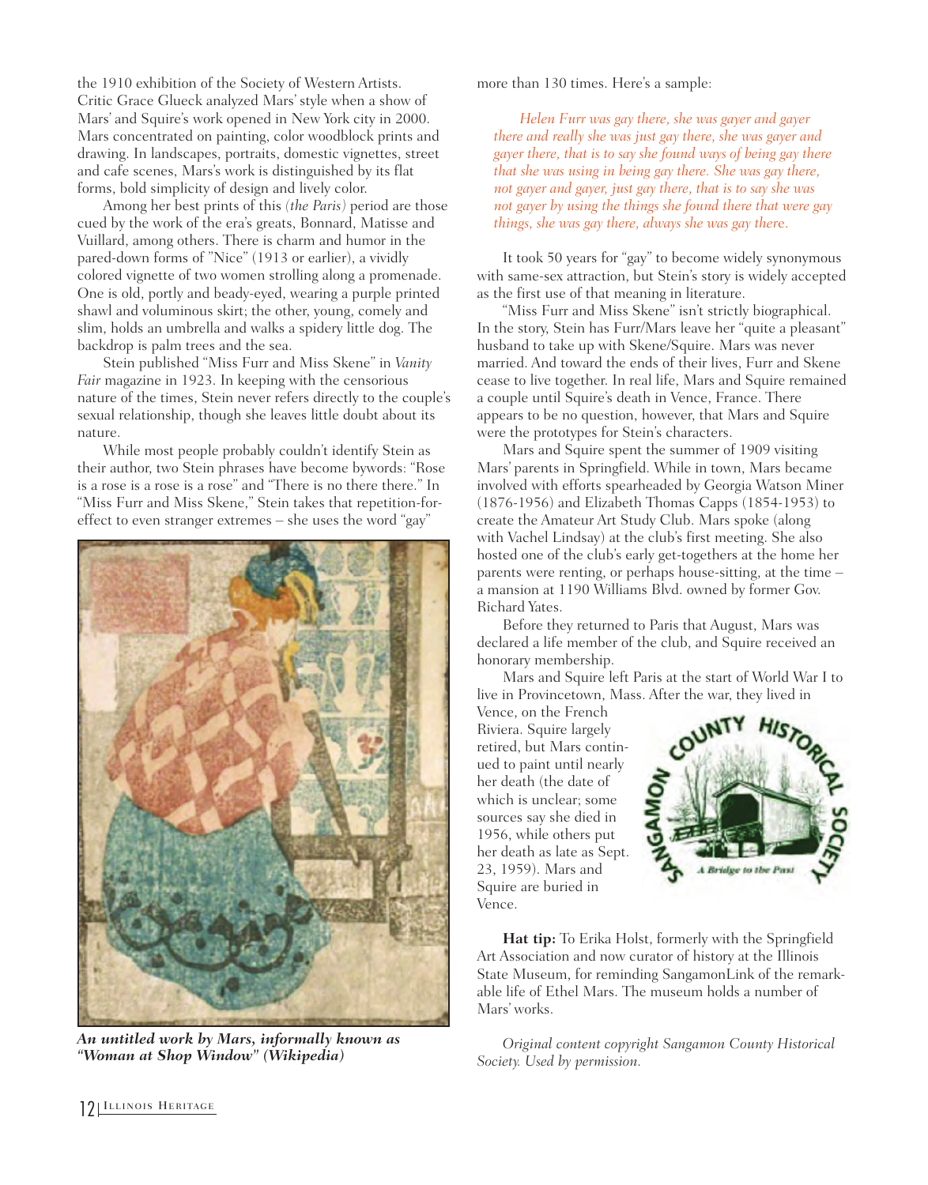the 1910 exhibition of the Society of Western Artists. Critic Grace Glueck analyzed Mars' style when a show of Mars' and Squire's work opened in New York city in 2000. Mars concentrated on painting, color woodblock prints and drawing. In landscapes, portraits, domestic vignettes, street and cafe scenes, Mars's work is distinguished by its flat forms, bold simplicity of design and lively color.

Among her best prints of this *(the Paris)* period are those cued by the work of the era's greats, Bonnard, Matisse and Vuillard, among others. There is charm and humor in the pared-down forms of "Nice" (1913 or earlier), a vividly colored vignette of two women strolling along a promenade. One is old, portly and beady-eyed, wearing a purple printed shawl and voluminous skirt; the other, young, comely and slim, holds an umbrella and walks a spidery little dog. The backdrop is palm trees and the sea.

Stein published "Miss Furr and Miss Skene" in *Vanity Fair* magazine in 1923. In keeping with the censorious nature of the times, Stein never refers directly to the couple's sexual relationship, though she leaves little doubt about its nature.

While most people probably couldn't identify Stein as their author, two Stein phrases have become bywords: "Rose is a rose is a rose is a rose" and "There is no there there." In "Miss Furr and Miss Skene," Stein takes that repetition-for-effect to even stranger extremes – she uses the word "gay"

*An untitled work by Mars, informally known as "Woman at Shop Window" (Wikipedia)*

more than 130 times. Here's a sample:

> *Helen Furr was gay there, she was gayer and gayer there and really she was just gay there, she was gayer and gayer there, that is to say she found ways of being gay there that she was using in being gay there. She was gay there, not gayer and gayer, just gay there, that is to say she was not gayer by using the things she found there that were gay things, she was gay there, always she was gay there.*

It took 50 years for "gay" to become widely synonymous with same-sex attraction, but Stein's story is widely accepted as the first use of that meaning in literature.

"Miss Furr and Miss Skene" isn't strictly biographical. In the story, Stein has Furr/Mars leave her "quite a pleasant" husband to take up with Skene/Squire. Mars was never married. And toward the ends of their lives, Furr and Skene cease to live together. In real life, Mars and Squire remained a couple until Squire's death in Vence, France. There appears to be no question, however, that Mars and Squire were the prototypes for Stein's characters.

Mars and Squire spent the summer of 1909 visiting Mars' parents in Springfield. While in town, Mars became involved with efforts spearheaded by Georgia Watson Miner (1876-1956) and Elizabeth Thomas Capps (1854-1953) to create the Amateur Art Study Club. Mars spoke (along with Vachel Lindsay) at the club's first meeting. She also hosted one of the club's early get-togethers at the home her parents were renting, or perhaps house-sitting, at the time – a mansion at 1190 Williams Blvd. owned by former Gov. Richard Yates.

Before they returned to Paris that August, Mars was declared a life member of the club, and Squire received an honorary membership.

Mars and Squire left Paris at the start of World War I to live in Provincetown, Mass. After the war, they lived in Vence, on the French Riviera. Squire largely retired, but Mars continued to paint until nearly her death (the date of which is unclear; some sources say she died in 1956, while others put her death as late as Sept. 23, 1959). Mars and Squire are buried in Vence.

**Hat tip:** To Erika Holst, formerly with the Springfield Art Association and now curator of history at the Illinois State Museum, for reminding SangamonLink of the remarkable life of Ethel Mars. The museum holds a number of Mars' works.

*Original content copyright Sangamon County Historical Society. Used by permission.*